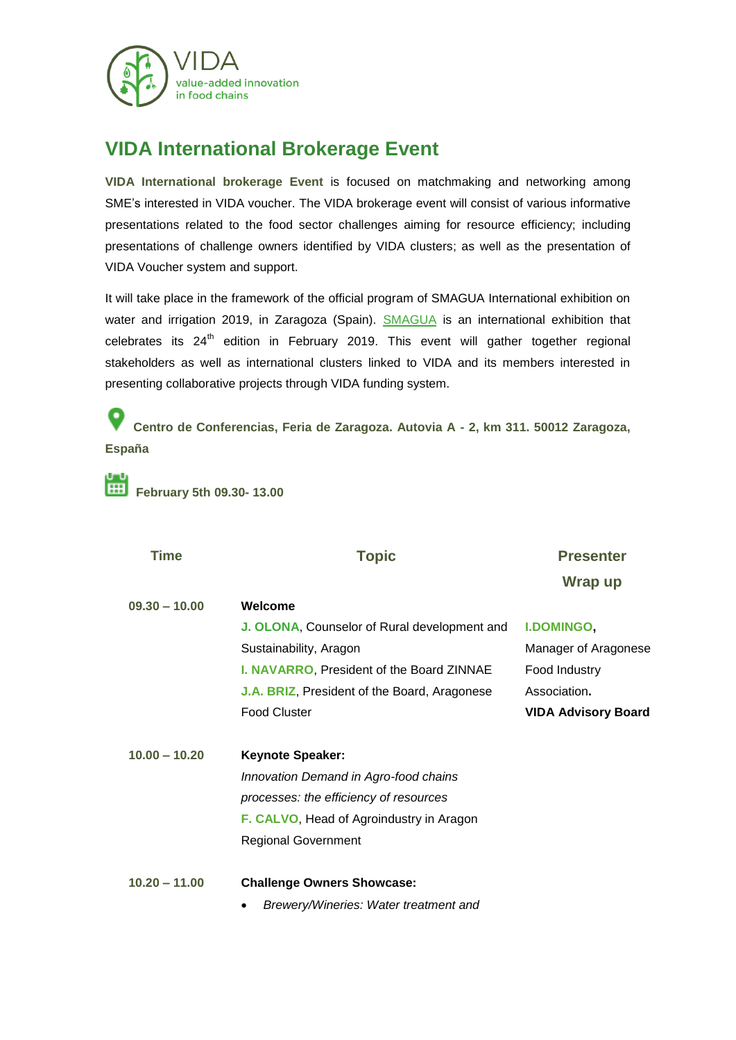VIDA
value-added innovation in food chains

# VIDA International Brokerage Event

**VIDA International brokerage Event** is focused on matchmaking and networking among SME's interested in VIDA voucher. The VIDA brokerage event will consist of various informative presentations related to the food sector challenges aiming for resource efficiency; including presentations of challenge owners identified by VIDA clusters; as well as the presentation of VIDA Voucher system and support.

It will take place in the framework of the official program of SMAGUA International exhibition on water and irrigation 2019, in Zaragoza (Spain). SMAGUA is an international exhibition that celebrates its 24th edition in February 2019. This event will gather together regional stakeholders as well as international clusters linked to VIDA and its members interested in presenting collaborative projects through VIDA funding system.

**Centro de Conferencias, Feria de Zaragoza. Autovia A - 2, km 311. 50012 Zaragoza, España**

**February 5th 09.30- 13.00**

| Time | Topic | Presenter Wrap up |
|---|---|---|
| **09.30 – 10.00** | **Welcome**<br>**J. OLONA**, Counselor of Rural development and Sustainability, Aragon<br>**I. NAVARRO**, President of the Board ZINNAE<br>**J.A. BRIZ**, President of the Board, Aragonese Food Cluster | **I.DOMINGO**, Manager of Aragonese Food Industry Association.<br>**VIDA Advisory Board** |
| **10.00 – 10.20** | **Keynote Speaker:**<br>*Innovation Demand in Agro-food chains processes: the efficiency of resources*<br>**F. CALVO**, Head of Agroindustry in Aragon Regional Government | |
| **10.20 – 11.00** | **Challenge Owners Showcase:**<br>• *Brewery/Wineries: Water treatment and* | |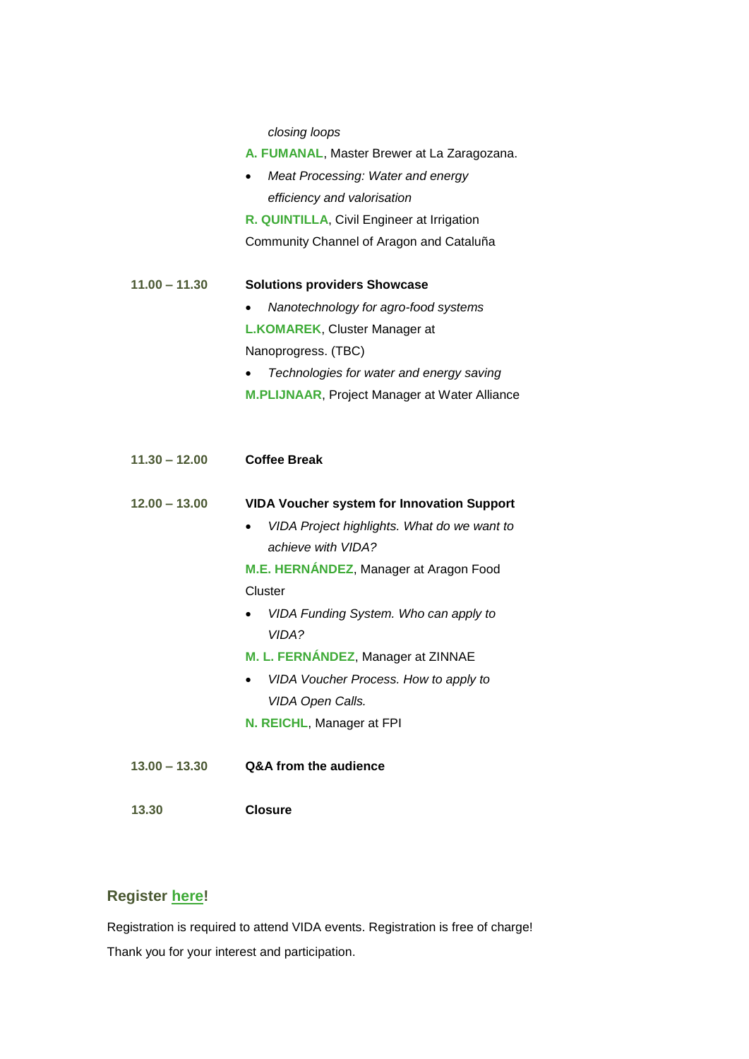*closing loops*

**A. FUMANAL**, Master Brewer at La Zaragozana.

- *Meat Processing: Water and energy efficiency and valorisation*

**R. QUINTILLA**, Civil Engineer at Irrigation Community Channel of Aragon and Cataluña

**11.00 – 11.30** **Solutions providers Showcase**

- *Nanotechnology for agro-food systems*

**L.KOMAREK**, Cluster Manager at Nanoprogress. (TBC)

- *Technologies for water and energy saving*

**M.PLIJNAAR**, Project Manager at Water Alliance

**11.30 – 12.00** **Coffee Break**

**12.00 – 13.00** **VIDA Voucher system for Innovation Support**

- *VIDA Project highlights. What do we want to achieve with VIDA?*

**M.E. HERNÁNDEZ**, Manager at Aragon Food Cluster

- *VIDA Funding System. Who can apply to VIDA?*

**M. L. FERNÁNDEZ**, Manager at ZINNAE

- *VIDA Voucher Process. How to apply to VIDA Open Calls.*

**N. REICHL**, Manager at FPI

**13.00 – 13.30** **Q&A from the audience**

**13.30** **Closure**

## Register here!

Registration is required to attend VIDA events. Registration is free of charge!

Thank you for your interest and participation.